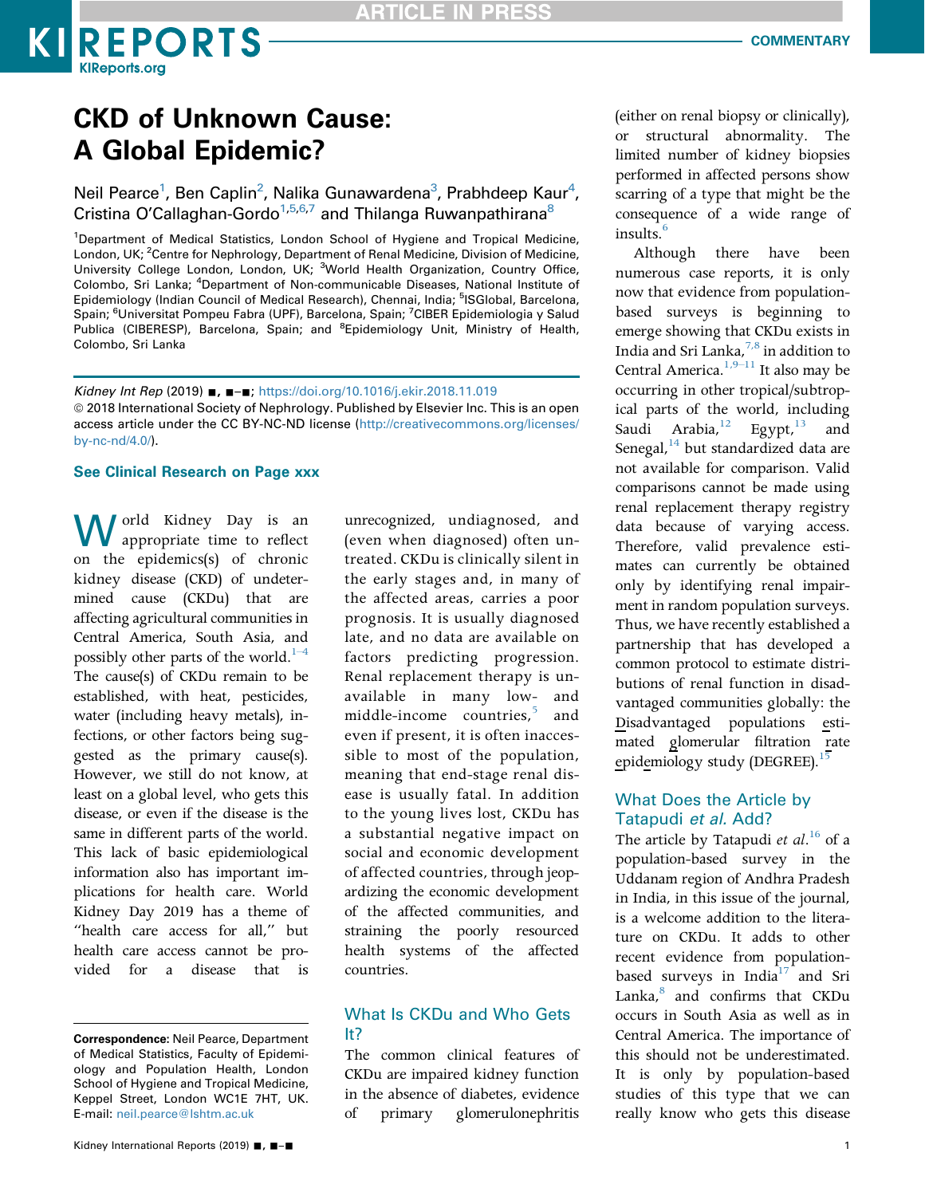# CKD of Unknown Cause: A Global Epidemic?

Neil Pearce[1], Ben Caplin[2], Nalika Gunawardena[3], Prabhdeep Kaur[4], Cristina O'Callaghan-Gordo[1,5,6,7] and Thilanga Ruwanpathirana[8]

[1]Department of Medical Statistics, London School of Hygiene and Tropical Medicine, London, UK; [2]Centre for Nephrology, Department of Renal Medicine, Division of Medicine, University College London, London, UK; [3]World Health Organization, Country Office, Colombo, Sri Lanka; [4]Department of Non-communicable Diseases, National Institute of Epidemiology (Indian Council of Medical Research), Chennai, India; [5]ISGlobal, Barcelona, Spain; [6]Universitat Pompeu Fabra (UPF), Barcelona, Spain; [7]CIBER Epidemiología y Salud Publica (CIBERESP), Barcelona, Spain; and [8]Epidemiology Unit, Ministry of Health, Colombo, Sri Lanka

*Kidney Int Rep* (2019) ■, ■–■; https://doi.org/10.1016/j.ekir.2018.11.019

© 2018 International Society of Nephrology. Published by Elsevier Inc. This is an open access article under the CC BY-NC-ND license (http://creativecommons.org/licenses/by-nc-nd/4.0/).

**See Clinical Research on Page xxx**

World Kidney Day is an appropriate time to reflect on the epidemics(s) of chronic kidney disease (CKD) of undetermined cause (CKDu) that are affecting agricultural communities in Central America, South Asia, and possibly other parts of the world.[1–4] The cause(s) of CKDu remain to be established, with heat, pesticides, water (including heavy metals), infections, or other factors being suggested as the primary cause(s). However, we still do not know, at least on a global level, who gets this disease, or even if the disease is the same in different parts of the world. This lack of basic epidemiological information also has important implications for health care. World Kidney Day 2019 has a theme of "health care access for all," but health care access cannot be provided for a disease that is unrecognized, undiagnosed, and (even when diagnosed) often untreated. CKDu is clinically silent in the early stages and, in many of the affected areas, carries a poor prognosis. It is usually diagnosed late, and no data are available on factors predicting progression. Renal replacement therapy is unavailable in many low- and middle-income countries,[5] and even if present, it is often inaccessible to most of the population, meaning that end-stage renal disease is usually fatal. In addition to the young lives lost, CKDu has a substantial negative impact on social and economic development of affected countries, through jeopardizing the economic development of the affected communities, and straining the poorly resourced health systems of the affected countries.

## What Is CKDu and Who Gets It?

The common clinical features of CKDu are impaired kidney function in the absence of diabetes, evidence of primary glomerulonephritis (either on renal biopsy or clinically), or structural abnormality. The limited number of kidney biopsies performed in affected persons show scarring of a type that might be the consequence of a wide range of insults.[6]

Although there have been numerous case reports, it is only now that evidence from population-based surveys is beginning to emerge showing that CKDu exists in India and Sri Lanka,[7,8] in addition to Central America.[1,9–11] It also may be occurring in other tropical/subtropical parts of the world, including Saudi Arabia,[12] Egypt,[13] and Senegal,[14] but standardized data are not available for comparison. Valid comparisons cannot be made using renal replacement therapy registry data because of varying access. Therefore, valid prevalence estimates can currently be obtained only by identifying renal impairment in random population surveys. Thus, we have recently established a partnership that has developed a common protocol to estimate distributions of renal function in disadvantaged communities globally: the Disadvantaged populations estimated glomerular filtration rate epidemiology study (DEGREE).[15]

## What Does the Article by Tatapudi *et al.* Add?

The article by Tatapudi *et al.*[16] of a population-based survey in the Uddanam region of Andhra Pradesh in India, in this issue of the journal, is a welcome addition to the literature on CKDu. It adds to other recent evidence from population-based surveys in India[17] and Sri Lanka,[8] and confirms that CKDu occurs in South Asia as well as in Central America. The importance of this should not be underestimated. It is only by population-based studies of this type that we can really know who gets this disease

**Correspondence**: Neil Pearce, Department of Medical Statistics, Faculty of Epidemiology and Population Health, London School of Hygiene and Tropical Medicine, Keppel Street, London WC1E 7HT, UK. E-mail: neil.pearce@lshtm.ac.uk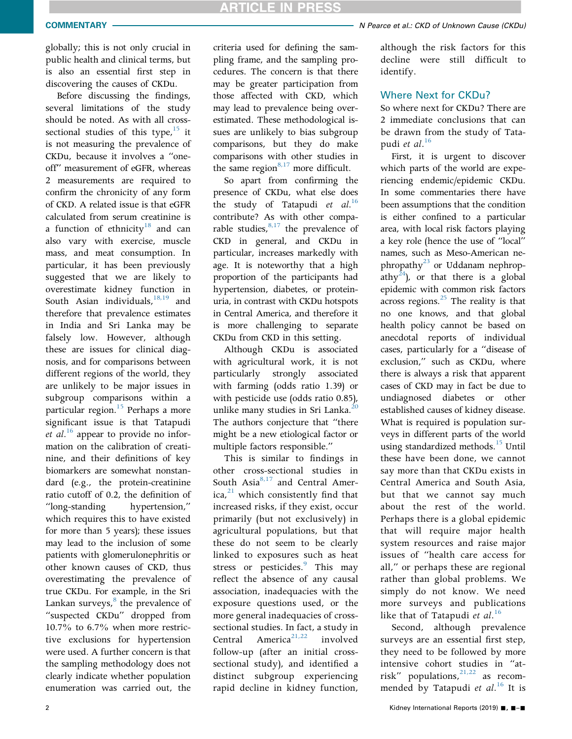globally; this is not only crucial in public health and clinical terms, but is also an essential first step in discovering the causes of CKDu.

Before discussing the findings, several limitations of the study should be noted. As with all cross-sectional studies of this type,[15] it is not measuring the prevalence of CKDu, because it involves a "one-off" measurement of eGFR, whereas 2 measurements are required to confirm the chronicity of any form of CKD. A related issue is that eGFR calculated from serum creatinine is a function of ethnicity[18] and can also vary with exercise, muscle mass, and meat consumption. In particular, it has been previously suggested that we are likely to overestimate kidney function in South Asian individuals,[18,19] and therefore that prevalence estimates in India and Sri Lanka may be falsely low. However, although these are issues for clinical diagnosis, and for comparisons between different regions of the world, they are unlikely to be major issues in subgroup comparisons within a particular region.[15] Perhaps a more significant issue is that Tatapudi *et al.*[16] appear to provide no information on the calibration of creatinine, and their definitions of key biomarkers are somewhat nonstandard (e.g., the protein-creatinine ratio cutoff of 0.2, the definition of "long-standing hypertension," which requires this to have existed for more than 5 years); these issues may lead to the inclusion of some patients with glomerulonephritis or other known causes of CKD, thus overestimating the prevalence of true CKDu. For example, in the Sri Lankan surveys,[8] the prevalence of "suspected CKDu" dropped from 10.7% to 6.7% when more restrictive exclusions for hypertension were used. A further concern is that the sampling methodology does not clearly indicate whether population enumeration was carried out, the criteria used for defining the sampling frame, and the sampling procedures. The concern is that there may be greater participation from those affected with CKD, which may lead to prevalence being overestimated. These methodological issues are unlikely to bias subgroup comparisons, but they do make comparisons with other studies in the same region[8,17] more difficult.

So apart from confirming the presence of CKDu, what else does the study of Tatapudi *et al.*[16] contribute? As with other comparable studies,[8,17] the prevalence of CKD in general, and CKDu in particular, increases markedly with age. It is noteworthy that a high proportion of the participants had hypertension, diabetes, or proteinuria, in contrast with CKDu hotspots in Central America, and therefore it is more challenging to separate CKDu from CKD in this setting.

Although CKDu is associated with agricultural work, it is not particularly strongly associated with farming (odds ratio 1.39) or with pesticide use (odds ratio 0.85), unlike many studies in Sri Lanka.[20] The authors conjecture that "there might be a new etiological factor or multiple factors responsible."

This is similar to findings in other cross-sectional studies in South Asia[8,17] and Central America,[21] which consistently find that increased risks, if they exist, occur primarily (but not exclusively) in agricultural populations, but that these do not seem to be clearly linked to exposures such as heat stress or pesticides.[9] This may reflect the absence of any causal association, inadequacies with the exposure questions used, or the more general inadequacies of cross-sectional studies. In fact, a study in Central America[21,22] involved follow-up (after an initial cross-sectional study), and identified a distinct subgroup experiencing rapid decline in kidney function, although the risk factors for this decline were still difficult to identify.

## Where Next for CKDu?

So where next for CKDu? There are 2 immediate conclusions that can be drawn from the study of Tatapudi *et al.*[16]

First, it is urgent to discover which parts of the world are experiencing endemic/epidemic CKDu. In some commentaries there have been assumptions that the condition is either confined to a particular area, with local risk factors playing a key role (hence the use of "local" names, such as Meso-American nephropathy[23] or Uddanam nephropathy[24]), or that there is a global epidemic with common risk factors across regions.[25] The reality is that no one knows, and that global health policy cannot be based on anecdotal reports of individual cases, particularly for a "disease of exclusion," such as CKDu, where there is always a risk that apparent cases of CKD may in fact be due to undiagnosed diabetes or other established causes of kidney disease. What is required is population surveys in different parts of the world using standardized methods.[15] Until these have been done, we cannot say more than that CKDu exists in Central America and South Asia, but that we cannot say much about the rest of the world. Perhaps there is a global epidemic that will require major health system resources and raise major issues of "health care access for all," or perhaps these are regional rather than global problems. We simply do not know. We need more surveys and publications like that of Tatapudi *et al.*[16]

Second, although prevalence surveys are an essential first step, they need to be followed by more intensive cohort studies in "at-risk" populations,[21,22] as recommended by Tatapudi *et al.*[16] It is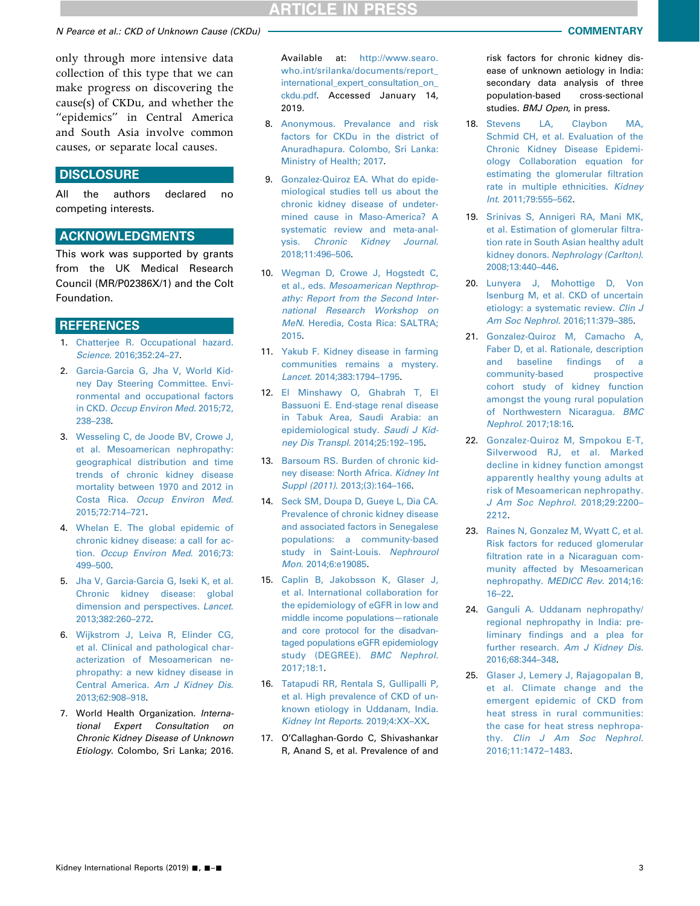only through more intensive data collection of this type that we can make progress on discovering the cause(s) of CKDu, and whether the "epidemics" in Central America and South Asia involve common causes, or separate local causes.

## DISCLOSURE

All the authors declared no competing interests.

## ACKNOWLEDGMENTS

This work was supported by grants from the UK Medical Research Council (MR/P02386X/1) and the Colt Foundation.

## REFERENCES

1. Chatterjee R. Occupational hazard. *Science*. 2016;352:24–27.
2. Garcia-Garcia G, Jha V, World Kidney Day Steering Committee. Environmental and occupational factors in CKD. *Occup Environ Med*. 2015;72, 238–238.
3. Wesseling C, de Joode BV, Crowe J, et al. Mesoamerican nephropathy: geographical distribution and time trends of chronic kidney disease mortality between 1970 and 2012 in Costa Rica. *Occup Environ Med*. 2015;72:714–721.
4. Whelan E. The global epidemic of chronic kidney disease: a call for action. *Occup Environ Med*. 2016;73: 499–500.
5. Jha V, Garcia-Garcia G, Iseki K, et al. Chronic kidney disease: global dimension and perspectives. *Lancet*. 2013;382:260–272.
6. Wijkstrom J, Leiva R, Elinder CG, et al. Clinical and pathological characterization of Mesoamerican nephropathy: a new kidney disease in Central America. *Am J Kidney Dis*. 2013;62:908–918.
7. World Health Organization. *International Expert Consultation on Chronic Kidney Disease of Unknown Etiology*. Colombo, Sri Lanka; 2016. Available at: http://www.searo.who.int/srilanka/documents/report_international_expert_consultation_on_ckdu.pdf. Accessed January 14, 2019.
8. Anonymous. Prevalance and risk factors for CKDu in the district of Anuradhapura. Colombo, Sri Lanka: Ministry of Health; 2017.
9. Gonzalez-Quiroz EA. What do epidemiological studies tell us about the chronic kidney disease of undetermined cause in Maso-America? A systematic review and meta-analysis. *Chronic Kidney Journal*. 2018;11:496–506.
10. Wegman D, Crowe J, Hogstedt C, et al., eds. *Mesoamerican Nepthropathy: Report from the Second International Research Workshop on MeN*. Heredia, Costa Rica: SALTRA; 2015.
11. Yakub F. Kidney disease in farming communities remains a mystery. *Lancet*. 2014;383:1794–1795.
12. El Minshawy O, Ghabrah T, El Bassuoni E. End-stage renal disease in Tabuk Area, Saudi Arabia: an epidemiological study. *Saudi J Kidney Dis Transpl*. 2014;25:192–195.
13. Barsoum RS. Burden of chronic kidney disease: North Africa. *Kidney Int Suppl (2011)*. 2013;(3):164–166.
14. Seck SM, Doupa D, Gueye L, Dia CA. Prevalence of chronic kidney disease and associated factors in Senegalese populations: a community-based study in Saint-Louis. *Nephrourol Mon*. 2014;6:e19085.
15. Caplin B, Jakobsson K, Glaser J, et al. International collaboration for the epidemiology of eGFR in low and middle income populations—rationale and core protocol for the disadvantaged populations eGFR epidemiology study (DEGREE). *BMC Nephrol*. 2017;18:1.
16. Tatapudi RR, Rentala S, Gullipalli P, et al. High prevalence of CKD of unknown etiology in Uddanam, India. *Kidney Int Reports*. 2019;4:XX–XX.
17. O'Callaghan-Gordo C, Shivashankar R, Anand S, et al. Prevalence of and risk factors for chronic kidney disease of unknown aetiology in India: secondary data analysis of three population-based cross-sectional studies. *BMJ Open*, in press.
18. Stevens LA, Claybon MA, Schmid CH, et al. Evaluation of the Chronic Kidney Disease Epidemiology Collaboration equation for estimating the glomerular filtration rate in multiple ethnicities. *Kidney Int*. 2011;79:555–562.
19. Srinivas S, Annigeri RA, Mani MK, et al. Estimation of glomerular filtration rate in South Asian healthy adult kidney donors. *Nephrology (Carlton)*. 2008;13:440–446.
20. Lunyera J, Mohottige D, Von Isenburg M, et al. CKD of uncertain etiology: a systematic review. *Clin J Am Soc Nephrol*. 2016;11:379–385.
21. Gonzalez-Quiroz M, Camacho A, Faber D, et al. Rationale, description and baseline findings of a community-based prospective cohort study of kidney function amongst the young rural population of Northwestern Nicaragua. *BMC Nephrol*. 2017;18:16.
22. Gonzalez-Quiroz M, Smpokou E-T, Silverwood RJ, et al. Marked decline in kidney function amongst apparently healthy young adults at risk of Mesoamerican nephropathy. *J Am Soc Nephrol*. 2018;29:2200–2212.
23. Raines N, Gonzalez M, Wyatt C, et al. Risk factors for reduced glomerular filtration rate in a Nicaraguan community affected by Mesoamerican nephropathy. *MEDICC Rev*. 2014;16: 16–22.
24. Ganguli A. Uddanam nephropathy/regional nephropathy in India: preliminary findings and a plea for further research. *Am J Kidney Dis*. 2016;68:344–348.
25. Glaser J, Lemery J, Rajagopalan B, et al. Climate change and the emergent epidemic of CKD from heat stress in rural communities: the case for heat stress nephropathy. *Clin J Am Soc Nephrol*. 2016;11:1472–1483.